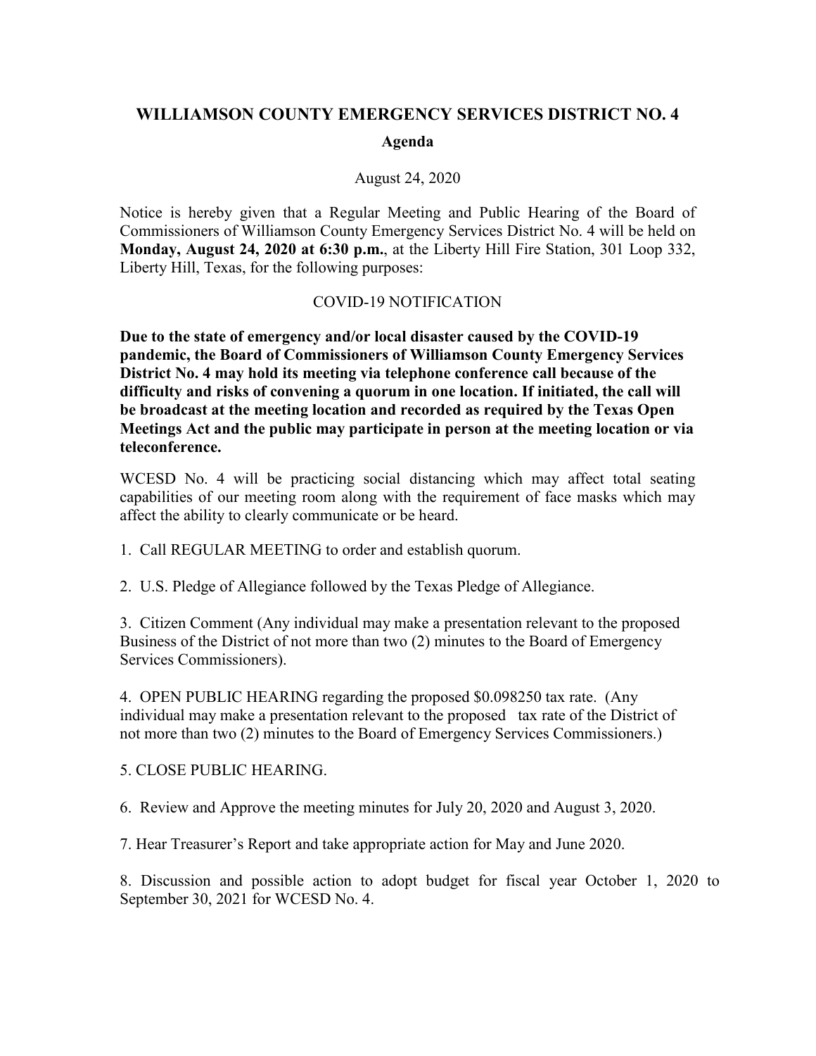# WILLIAMSON COUNTY EMERGENCY SERVICES DISTRICT NO. 4

## Agenda

August 24, 2020

Notice is hereby given that a Regular Meeting and Public Hearing of the Board of Commissioners of Williamson County Emergency Services District No. 4 will be held on **Monday, August 24, 2020 at 6:30 p.m.**, at the Liberty Hill Fire Station, 301 Loop 332, Liberty Hill, Texas, for the following purposes:

COVID-19 NOTIFICATION

**Due to the state of emergency and/or local disaster caused by the COVID-19 pandemic, the Board of Commissioners of Williamson County Emergency Services District No. 4 may hold its meeting via telephone conference call because of the difficulty and risks of convening a quorum in one location. If initiated, the call will be broadcast at the meeting location and recorded as required by the Texas Open Meetings Act and the public may participate in person at the meeting location or via teleconference.**

WCESD No. 4 will be practicing social distancing which may affect total seating capabilities of our meeting room along with the requirement of face masks which may affect the ability to clearly communicate or be heard.

1. Call REGULAR MEETING to order and establish quorum.

2. U.S. Pledge of Allegiance followed by the Texas Pledge of Allegiance.

3. Citizen Comment (Any individual may make a presentation relevant to the proposed Business of the District of not more than two (2) minutes to the Board of Emergency Services Commissioners).

4. OPEN PUBLIC HEARING regarding the proposed $0.098250 tax rate. (Any individual may make a presentation relevant to the proposed tax rate of the District of not more than two (2) minutes to the Board of Emergency Services Commissioners.)

5. CLOSE PUBLIC HEARING.

6. Review and Approve the meeting minutes for July 20, 2020 and August 3, 2020.

7. Hear Treasurer's Report and take appropriate action for May and June 2020.

8. Discussion and possible action to adopt budget for fiscal year October 1, 2020 to September 30, 2021 for WCESD No. 4.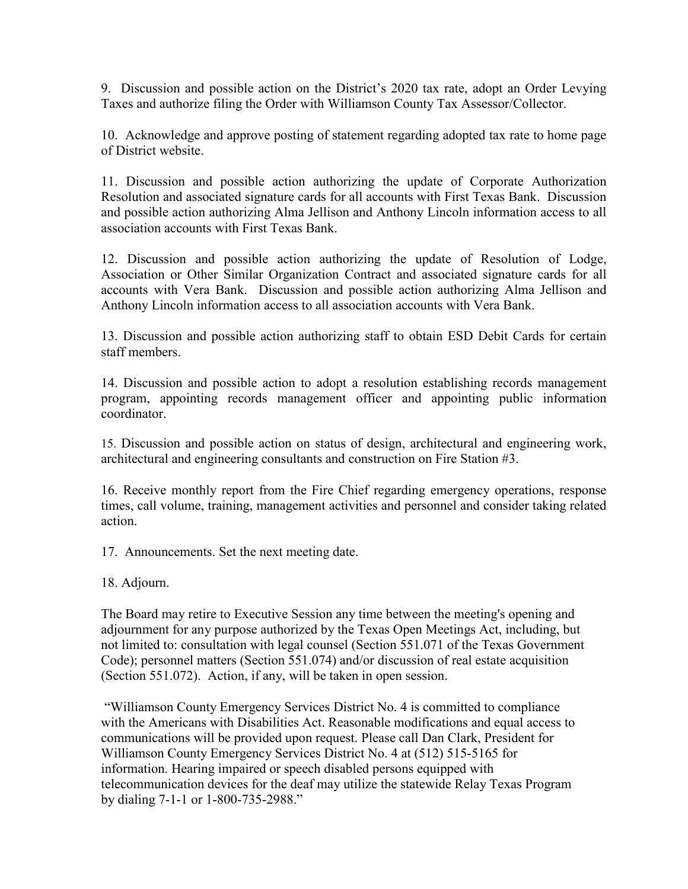9. Discussion and possible action on the District's 2020 tax rate, adopt an Order Levying Taxes and authorize filing the Order with Williamson County Tax Assessor/Collector.

10. Acknowledge and approve posting of statement regarding adopted tax rate to home page of District website.

11. Discussion and possible action authorizing the update of Corporate Authorization Resolution and associated signature cards for all accounts with First Texas Bank. Discussion and possible action authorizing Alma Jellison and Anthony Lincoln information access to all association accounts with First Texas Bank.

12. Discussion and possible action authorizing the update of Resolution of Lodge, Association or Other Similar Organization Contract and associated signature cards for all accounts with Vera Bank. Discussion and possible action authorizing Alma Jellison and Anthony Lincoln information access to all association accounts with Vera Bank.

13. Discussion and possible action authorizing staff to obtain ESD Debit Cards for certain staff members.

14. Discussion and possible action to adopt a resolution establishing records management program, appointing records management officer and appointing public information coordinator.

15. Discussion and possible action on status of design, architectural and engineering work, architectural and engineering consultants and construction on Fire Station #3.

16. Receive monthly report from the Fire Chief regarding emergency operations, response times, call volume, training, management activities and personnel and consider taking related action.

17. Announcements. Set the next meeting date.

18. Adjourn.

The Board may retire to Executive Session any time between the meeting's opening and adjournment for any purpose authorized by the Texas Open Meetings Act, including, but not limited to: consultation with legal counsel (Section 551.071 of the Texas Government Code); personnel matters (Section 551.074) and/or discussion of real estate acquisition (Section 551.072). Action, if any, will be taken in open session.

"Williamson County Emergency Services District No. 4 is committed to compliance with the Americans with Disabilities Act. Reasonable modifications and equal access to communications will be provided upon request. Please call Dan Clark, President for Williamson County Emergency Services District No. 4 at (512) 515-5165 for information. Hearing impaired or speech disabled persons equipped with telecommunication devices for the deaf may utilize the statewide Relay Texas Program by dialing 7-1-1 or 1-800-735-2988."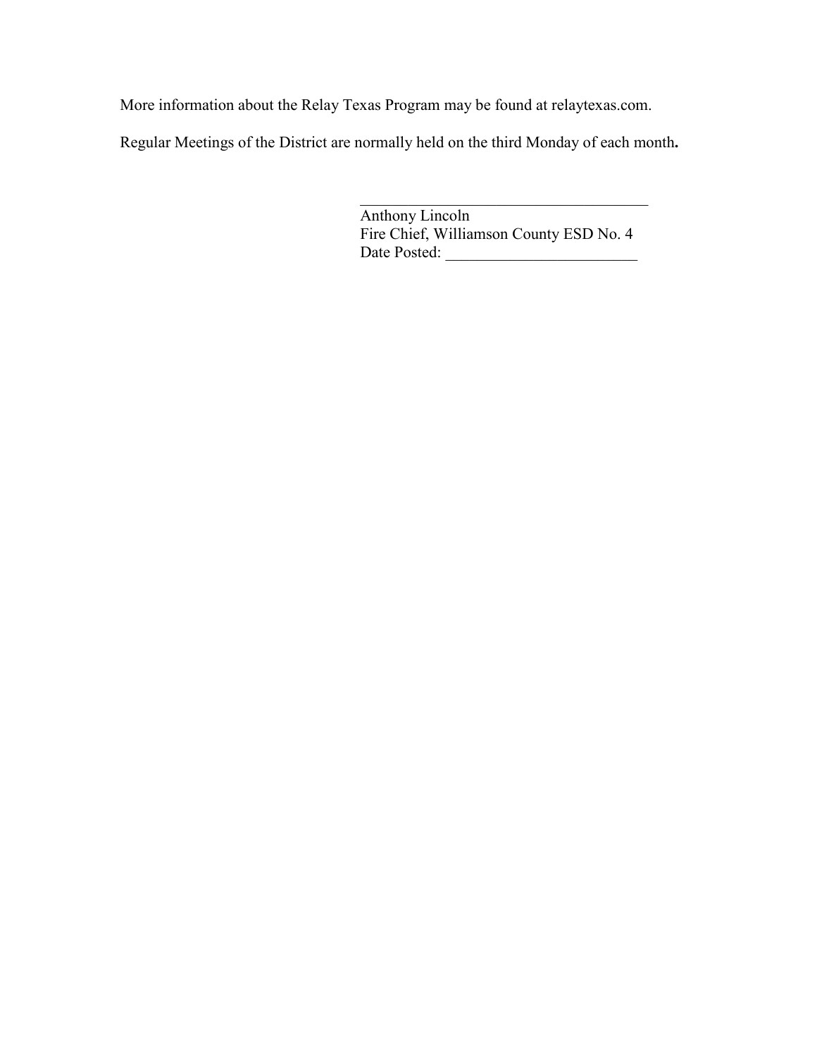More information about the Relay Texas Program may be found at relaytexas.com.

Regular Meetings of the District are normally held on the third Monday of each month**.**

_____________________________________
Anthony Lincoln
Fire Chief, Williamson County ESD No. 4
Date Posted: ________________________